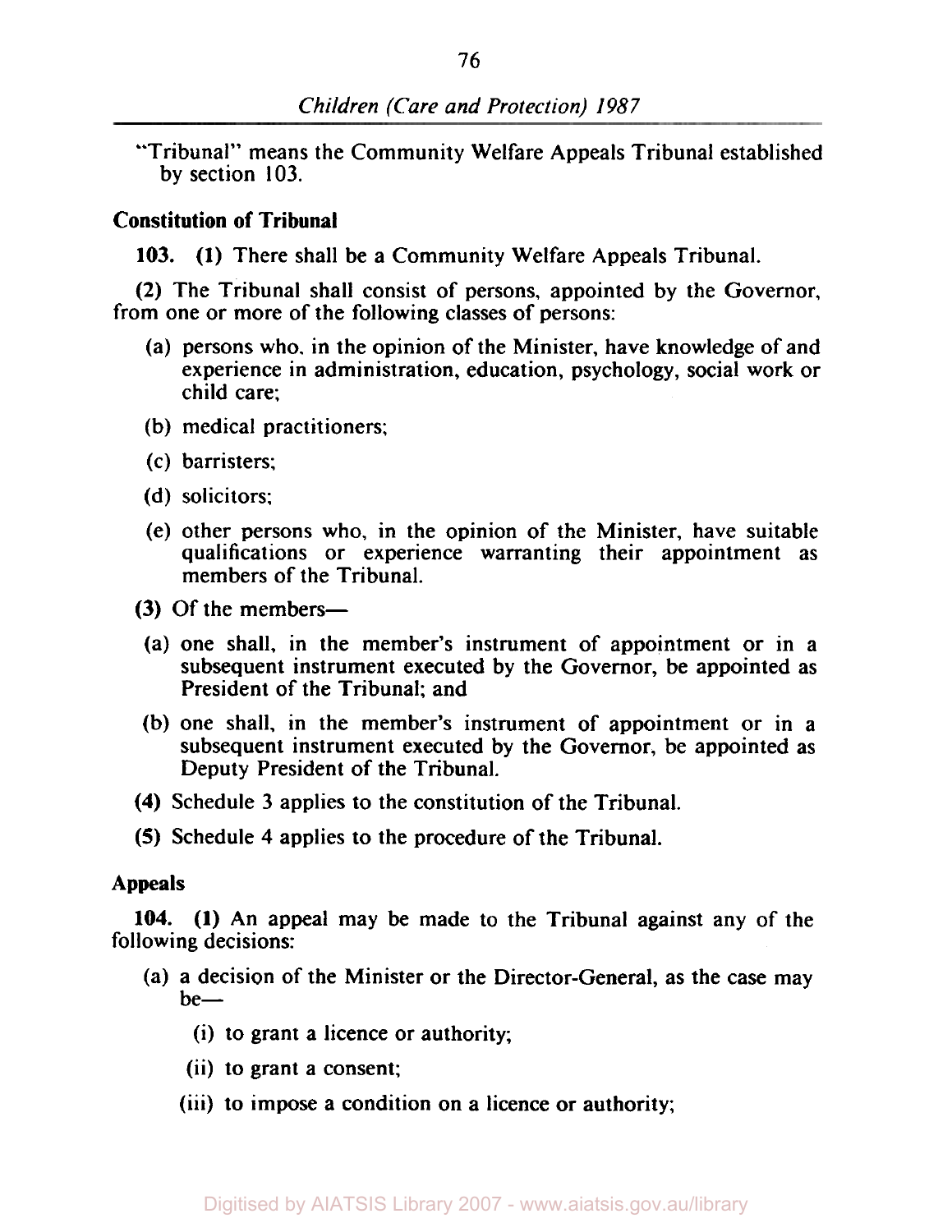"Tribunal" means the Community Welfare Appeals Tribunal established by section 103.

### Constitution of Tribunal

**103.** **(1)** There shall be a Community Welfare Appeals Tribunal.

**(2)** The Tribunal shall consist of persons, appointed by the Governor, from one or more of the following classes of persons:

- (a) persons who, in the opinion of the Minister, have knowledge of and experience in administration, education, psychology, social work or child care;
- (b) medical practitioners;
- (c) barristers;
- (d) solicitors;
- (e) other persons who, in the opinion of the Minister, have suitable qualifications or experience warranting their appointment as members of the Tribunal.

**(3)** Of the members—

- (a) one shall, in the member's instrument of appointment or in a subsequent instrument executed by the Governor, be appointed as President of the Tribunal; and
- (b) one shall, in the member's instrument of appointment or in a subsequent instrument executed by the Governor, be appointed as Deputy President of the Tribunal.

**(4)** Schedule 3 applies to the constitution of the Tribunal.

**(5)** Schedule 4 applies to the procedure of the Tribunal.

### Appeals

**104.** **(1)** An appeal may be made to the Tribunal against any of the following decisions:

- (a) a decision of the Minister or the Director-General, as the case may be—
  - (i) to grant a licence or authority;
  - (ii) to grant a consent;
  - (iii) to impose a condition on a licence or authority;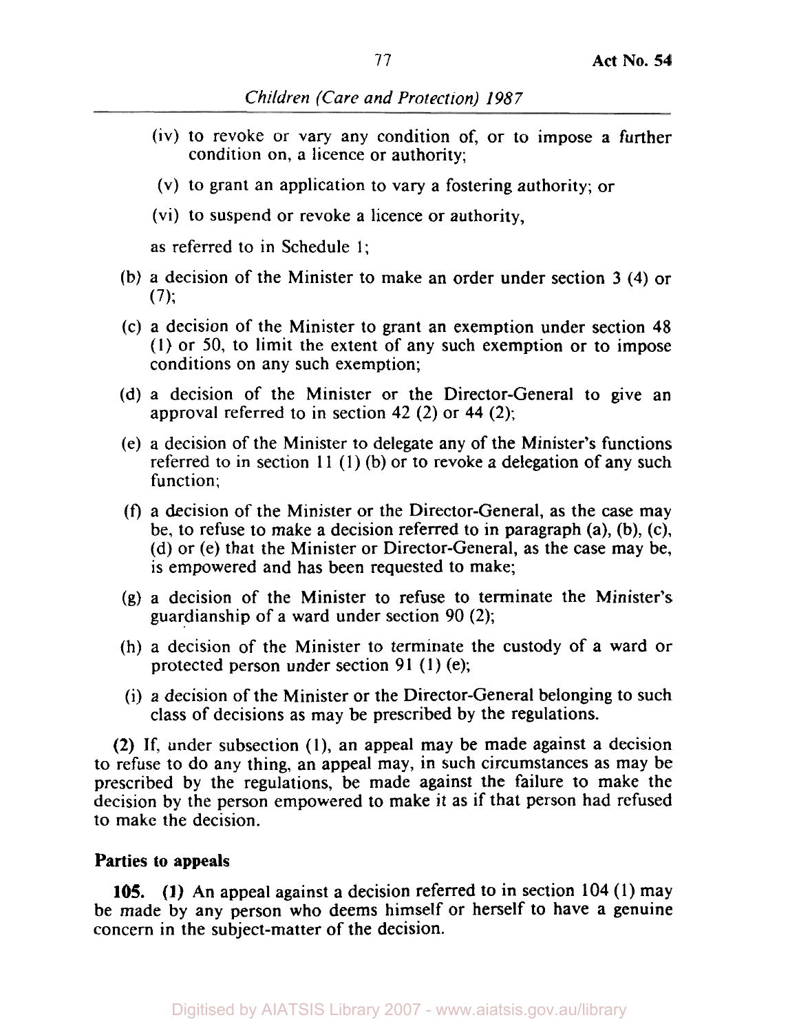(iv) to revoke or vary any condition of, or to impose a further condition on, a licence or authority;

(v) to grant an application to vary a fostering authority; or

(vi) to suspend or revoke a licence or authority,

as referred to in Schedule 1;

(b) a decision of the Minister to make an order under section 3 (4) or (7);

(c) a decision of the Minister to grant an exemption under section 48 (1) or 50, to limit the extent of any such exemption or to impose conditions on any such exemption;

(d) a decision of the Minister or the Director-General to give an approval referred to in section 42 (2) or 44 (2);

(e) a decision of the Minister to delegate any of the Minister's functions referred to in section 11 (1) (b) or to revoke a delegation of any such function;

(f) a decision of the Minister or the Director-General, as the case may be, to refuse to make a decision referred to in paragraph (a), (b), (c), (d) or (e) that the Minister or Director-General, as the case may be, is empowered and has been requested to make;

(g) a decision of the Minister to refuse to terminate the Minister's guardianship of a ward under section 90 (2);

(h) a decision of the Minister to terminate the custody of a ward or protected person under section 91 (1) (e);

(i) a decision of the Minister or the Director-General belonging to such class of decisions as may be prescribed by the regulations.

**(2)** If, under subsection (1), an appeal may be made against a decision to refuse to do any thing, an appeal may, in such circumstances as may be prescribed by the regulations, be made against the failure to make the decision by the person empowered to make it as if that person had refused to make the decision.

**Parties to appeals**

**105. (1)** An appeal against a decision referred to in section 104 (1) may be made by any person who deems himself or herself to have a genuine concern in the subject-matter of the decision.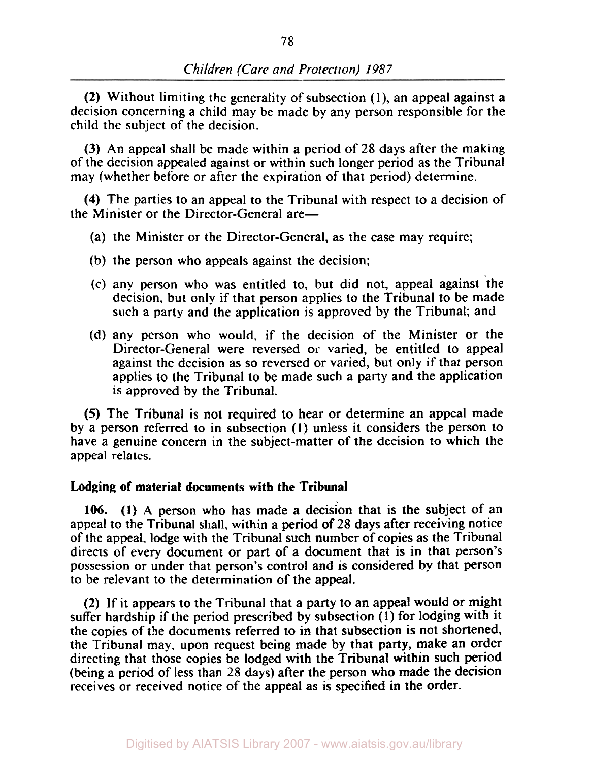(2) Without limiting the generality of subsection (1), an appeal against a decision concerning a child may be made by any person responsible for the child the subject of the decision.

(3) An appeal shall be made within a period of 28 days after the making of the decision appealed against or within such longer period as the Tribunal may (whether before or after the expiration of that period) determine.

(4) The parties to an appeal to the Tribunal with respect to a decision of the Minister or the Director-General are—

(a) the Minister or the Director-General, as the case may require;

(b) the person who appeals against the decision;

(c) any person who was entitled to, but did not, appeal against the decision, but only if that person applies to the Tribunal to be made such a party and the application is approved by the Tribunal; and

(d) any person who would, if the decision of the Minister or the Director-General were reversed or varied, be entitled to appeal against the decision as so reversed or varied, but only if that person applies to the Tribunal to be made such a party and the application is approved by the Tribunal.

(5) The Tribunal is not required to hear or determine an appeal made by a person referred to in subsection (1) unless it considers the person to have a genuine concern in the subject-matter of the decision to which the appeal relates.

**Lodging of material documents with the Tribunal**

**106.** (1) A person who has made a decision that is the subject of an appeal to the Tribunal shall, within a period of 28 days after receiving notice of the appeal, lodge with the Tribunal such number of copies as the Tribunal directs of every document or part of a document that is in that person's possession or under that person's control and is considered by that person to be relevant to the determination of the appeal.

(2) If it appears to the Tribunal that a party to an appeal would or might suffer hardship if the period prescribed by subsection (1) for lodging with it the copies of the documents referred to in that subsection is not shortened, the Tribunal may, upon request being made by that party, make an order directing that those copies be lodged with the Tribunal within such period (being a period of less than 28 days) after the person who made the decision receives or received notice of the appeal as is specified in the order.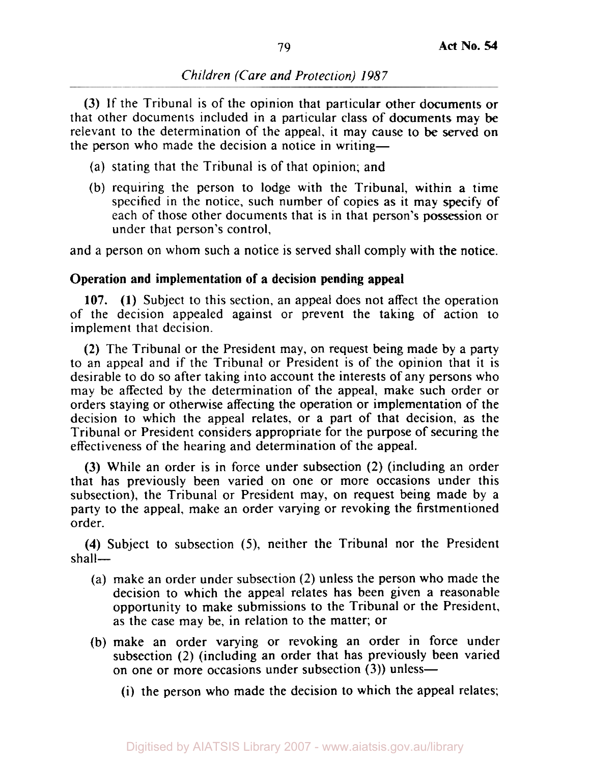(3) If the Tribunal is of the opinion that particular other documents or that other documents included in a particular class of documents may be relevant to the determination of the appeal, it may cause to be served on the person who made the decision a notice in writing—

(a) stating that the Tribunal is of that opinion; and

(b) requiring the person to lodge with the Tribunal, within a time specified in the notice, such number of copies as it may specify of each of those other documents that is in that person's possession or under that person's control,

and a person on whom such a notice is served shall comply with the notice.

**Operation and implementation of a decision pending appeal**

**107.** (1) Subject to this section, an appeal does not affect the operation of the decision appealed against or prevent the taking of action to implement that decision.

(2) The Tribunal or the President may, on request being made by a party to an appeal and if the Tribunal or President is of the opinion that it is desirable to do so after taking into account the interests of any persons who may be affected by the determination of the appeal, make such order or orders staying or otherwise affecting the operation or implementation of the decision to which the appeal relates, or a part of that decision, as the Tribunal or President considers appropriate for the purpose of securing the effectiveness of the hearing and determination of the appeal.

(3) While an order is in force under subsection (2) (including an order that has previously been varied on one or more occasions under this subsection), the Tribunal or President may, on request being made by a party to the appeal, make an order varying or revoking the firstmentioned order.

(4) Subject to subsection (5), neither the Tribunal nor the President shall—

(a) make an order under subsection (2) unless the person who made the decision to which the appeal relates has been given a reasonable opportunity to make submissions to the Tribunal or the President, as the case may be, in relation to the matter; or

(b) make an order varying or revoking an order in force under subsection (2) (including an order that has previously been varied on one or more occasions under subsection (3)) unless—

(i) the person who made the decision to which the appeal relates;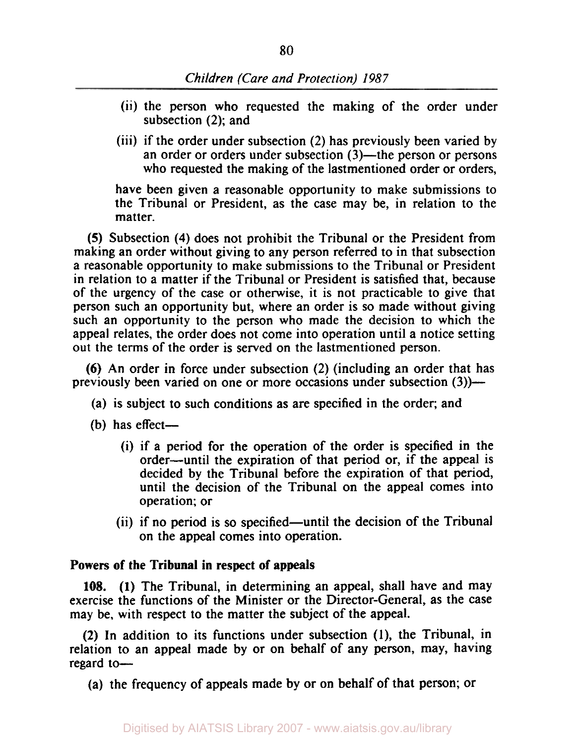(ii) the person who requested the making of the order under subsection (2); and

(iii) if the order under subsection (2) has previously been varied by an order or orders under subsection (3)—the person or persons who requested the making of the lastmentioned order or orders,

have been given a reasonable opportunity to make submissions to the Tribunal or President, as the case may be, in relation to the matter.

**(5)** Subsection (4) does not prohibit the Tribunal or the President from making an order without giving to any person referred to in that subsection a reasonable opportunity to make submissions to the Tribunal or President in relation to a matter if the Tribunal or President is satisfied that, because of the urgency of the case or otherwise, it is not practicable to give that person such an opportunity but, where an order is so made without giving such an opportunity to the person who made the decision to which the appeal relates, the order does not come into operation until a notice setting out the terms of the order is served on the lastmentioned person.

**(6)** An order in force under subsection (2) (including an order that has previously been varied on one or more occasions under subsection (3))—

(a) is subject to such conditions as are specified in the order; and

(b) has effect—

(i) if a period for the operation of the order is specified in the order—until the expiration of that period or, if the appeal is decided by the Tribunal before the expiration of that period, until the decision of the Tribunal on the appeal comes into operation; or

(ii) if no period is so specified—until the decision of the Tribunal on the appeal comes into operation.

**Powers of the Tribunal in respect of appeals**

**108. (1)** The Tribunal, in determining an appeal, shall have and may exercise the functions of the Minister or the Director-General, as the case may be, with respect to the matter the subject of the appeal.

**(2)** In addition to its functions under subsection (1), the Tribunal, in relation to an appeal made by or on behalf of any person, may, having regard to—

(a) the frequency of appeals made by or on behalf of that person; or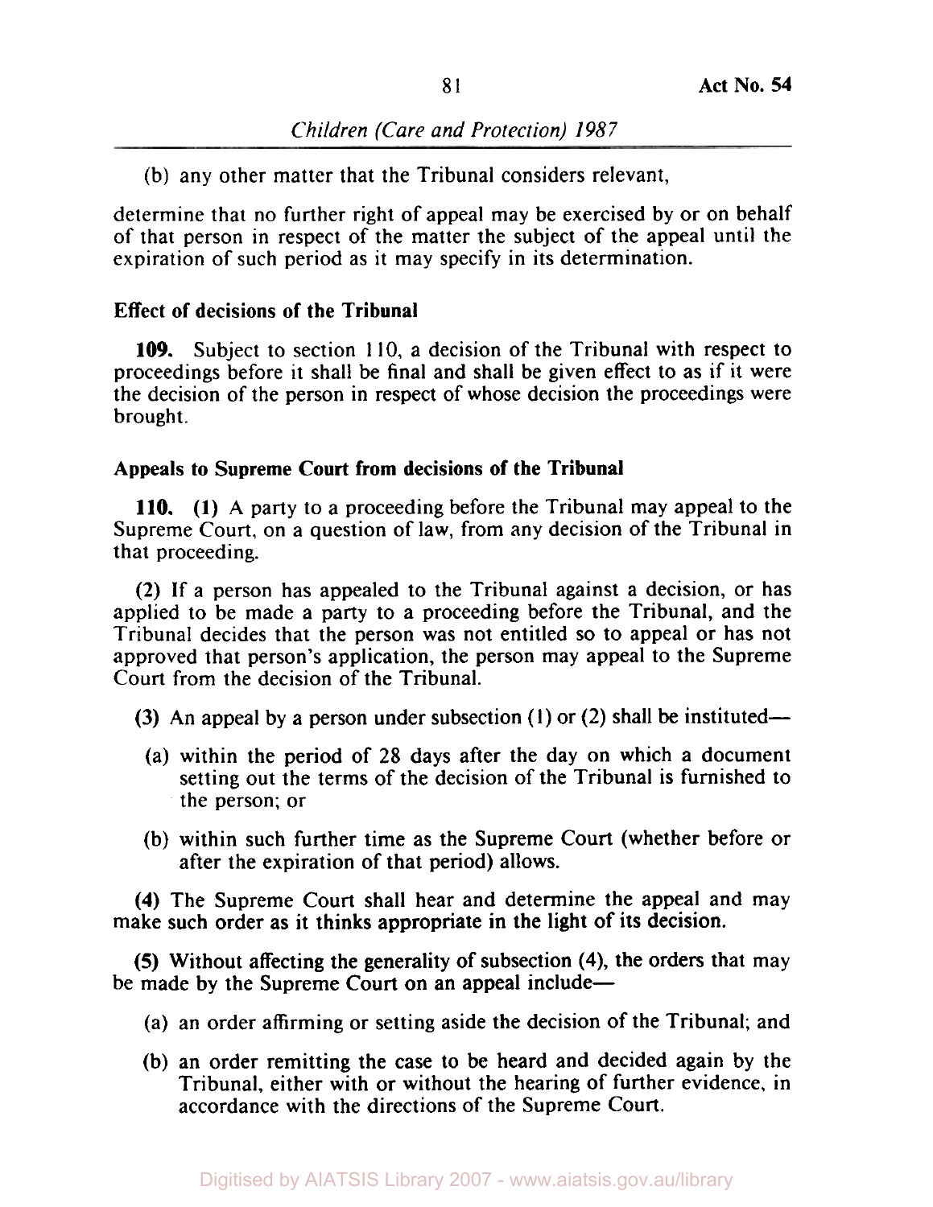(b) any other matter that the Tribunal considers relevant,

determine that no further right of appeal may be exercised by or on behalf of that person in respect of the matter the subject of the appeal until the expiration of such period as it may specify in its determination.

### Effect of decisions of the Tribunal

**109.** Subject to section 110, a decision of the Tribunal with respect to proceedings before it shall be final and shall be given effect to as if it were the decision of the person in respect of whose decision the proceedings were brought.

### Appeals to Supreme Court from decisions of the Tribunal

**110.** **(1)** A party to a proceeding before the Tribunal may appeal to the Supreme Court, on a question of law, from any decision of the Tribunal in that proceeding.

**(2)** If a person has appealed to the Tribunal against a decision, or has applied to be made a party to a proceeding before the Tribunal, and the Tribunal decides that the person was not entitled so to appeal or has not approved that person's application, the person may appeal to the Supreme Court from the decision of the Tribunal.

**(3)** An appeal by a person under subsection (1) or (2) shall be instituted—

(a) within the period of 28 days after the day on which a document setting out the terms of the decision of the Tribunal is furnished to the person; or

(b) within such further time as the Supreme Court (whether before or after the expiration of that period) allows.

**(4)** The Supreme Court shall hear and determine the appeal and may make such order as it thinks appropriate in the light of its decision.

**(5)** Without affecting the generality of subsection (4), the orders that may be made by the Supreme Court on an appeal include—

(a) an order affirming or setting aside the decision of the Tribunal; and

(b) an order remitting the case to be heard and decided again by the Tribunal, either with or without the hearing of further evidence, in accordance with the directions of the Supreme Court.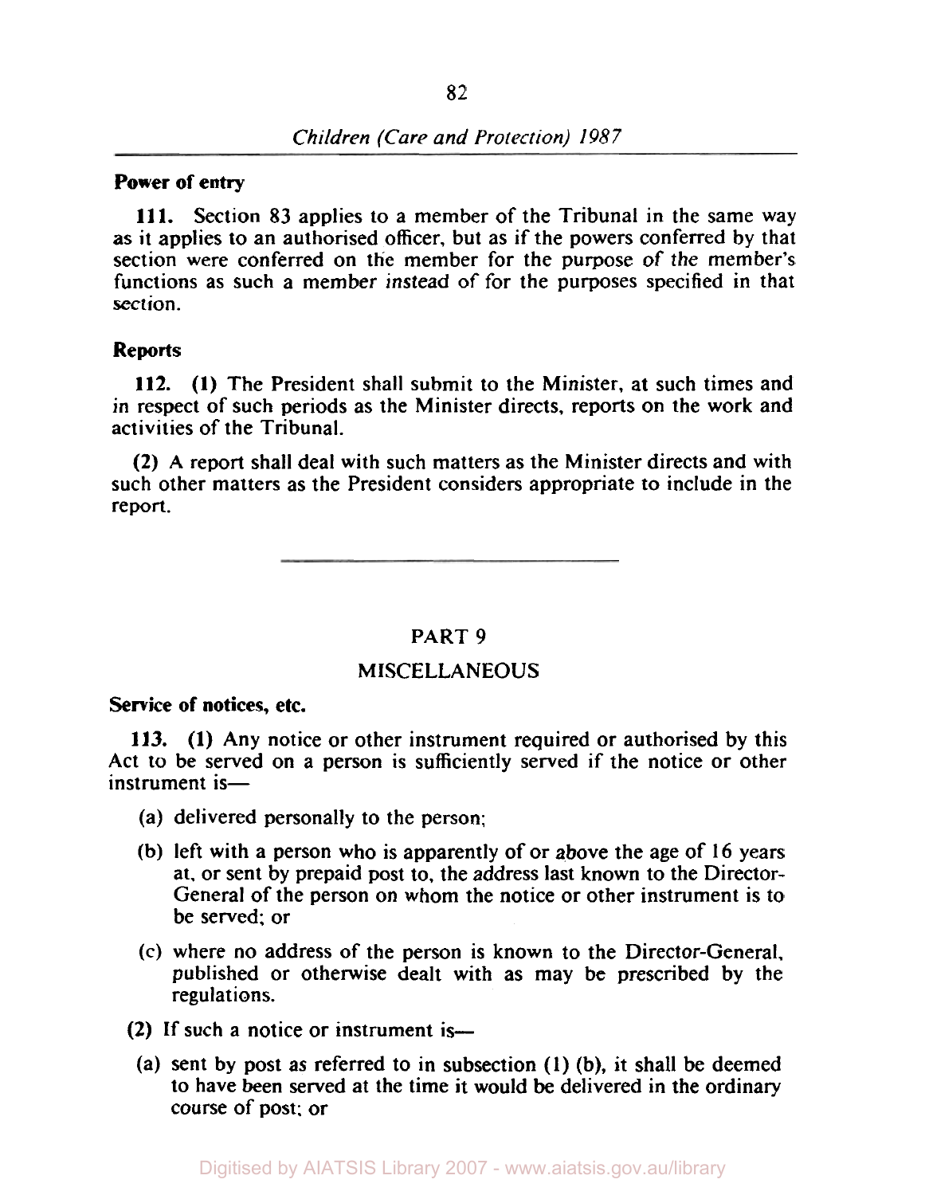**Power of entry**

**111.** Section 83 applies to a member of the Tribunal in the same way as it applies to an authorised officer, but as if the powers conferred by that section were conferred on the member for the purpose of the member's functions as such a member instead of for the purposes specified in that section.

**Reports**

**112.** **(1)** The President shall submit to the Minister, at such times and in respect of such periods as the Minister directs, reports on the work and activities of the Tribunal.

**(2)** A report shall deal with such matters as the Minister directs and with such other matters as the President considers appropriate to include in the report.

---

## PART 9

## MISCELLANEOUS

**Service of notices, etc.**

**113.** **(1)** Any notice or other instrument required or authorised by this Act to be served on a person is sufficiently served if the notice or other instrument is—

- (a) delivered personally to the person;
- (b) left with a person who is apparently of or above the age of 16 years at, or sent by prepaid post to, the address last known to the Director-General of the person on whom the notice or other instrument is to be served; or
- (c) where no address of the person is known to the Director-General, published or otherwise dealt with as may be prescribed by the regulations.

**(2)** If such a notice or instrument is—

- (a) sent by post as referred to in subsection (1) (b), it shall be deemed to have been served at the time it would be delivered in the ordinary course of post; or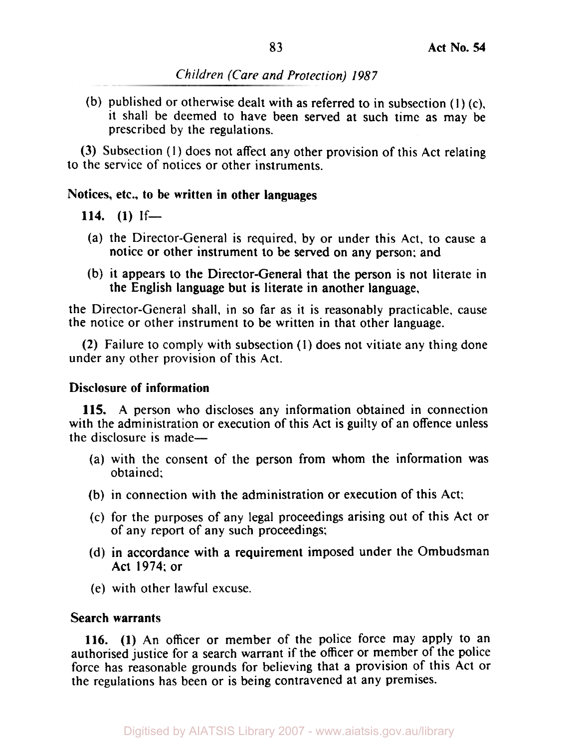(b) published or otherwise dealt with as referred to in subsection (1) (c), it shall be deemed to have been served at such time as may be prescribed by the regulations.

**(3)** Subsection (1) does not affect any other provision of this Act relating to the service of notices or other instruments.

**Notices, etc., to be written in other languages**

**114. (1)** If—

(a) the Director-General is required, by or under this Act, to cause a notice or other instrument to be served on any person; and

(b) it appears to the Director-General that the person is not literate in the English language but is literate in another language,

the Director-General shall, in so far as it is reasonably practicable, cause the notice or other instrument to be written in that other language.

**(2)** Failure to comply with subsection (1) does not vitiate any thing done under any other provision of this Act.

**Disclosure of information**

**115.** A person who discloses any information obtained in connection with the administration or execution of this Act is guilty of an offence unless the disclosure is made—

(a) with the consent of the person from whom the information was obtained;

(b) in connection with the administration or execution of this Act;

(c) for the purposes of any legal proceedings arising out of this Act or of any report of any such proceedings;

(d) in accordance with a requirement imposed under the Ombudsman Act 1974; or

(e) with other lawful excuse.

**Search warrants**

**116. (1)** An officer or member of the police force may apply to an authorised justice for a search warrant if the officer or member of the police force has reasonable grounds for believing that a provision of this Act or the regulations has been or is being contravened at any premises.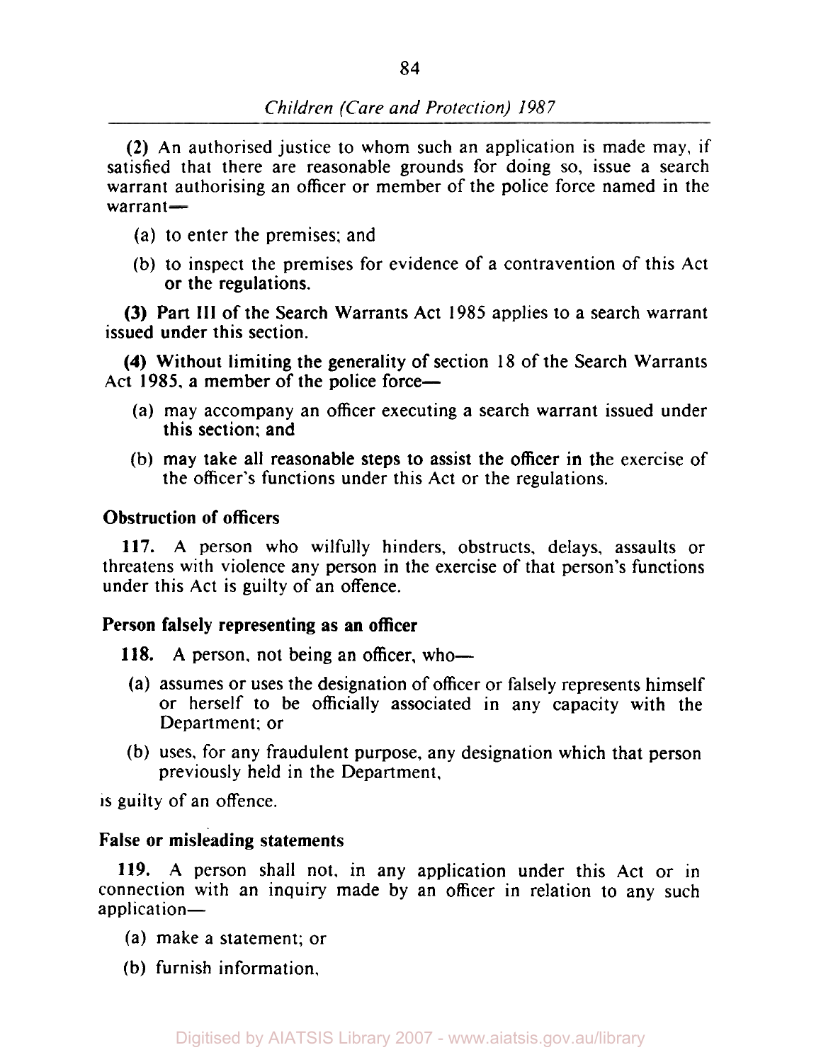(2) An authorised justice to whom such an application is made may, if satisfied that there are reasonable grounds for doing so, issue a search warrant authorising an officer or member of the police force named in the warrant—

(a) to enter the premises; and

(b) to inspect the premises for evidence of a contravention of this Act or the regulations.

(3) Part III of the Search Warrants Act 1985 applies to a search warrant issued under this section.

(4) Without limiting the generality of section 18 of the Search Warrants Act 1985, a member of the police force—

(a) may accompany an officer executing a search warrant issued under this section; and

(b) may take all reasonable steps to assist the officer in the exercise of the officer's functions under this Act or the regulations.

**Obstruction of officers**

**117.** A person who wilfully hinders, obstructs, delays, assaults or threatens with violence any person in the exercise of that person's functions under this Act is guilty of an offence.

**Person falsely representing as an officer**

**118.** A person, not being an officer, who—

(a) assumes or uses the designation of officer or falsely represents himself or herself to be officially associated in any capacity with the Department; or

(b) uses, for any fraudulent purpose, any designation which that person previously held in the Department,

is guilty of an offence.

**False or misleading statements**

**119.** A person shall not, in any application under this Act or in connection with an inquiry made by an officer in relation to any such application—

(a) make a statement; or

(b) furnish information,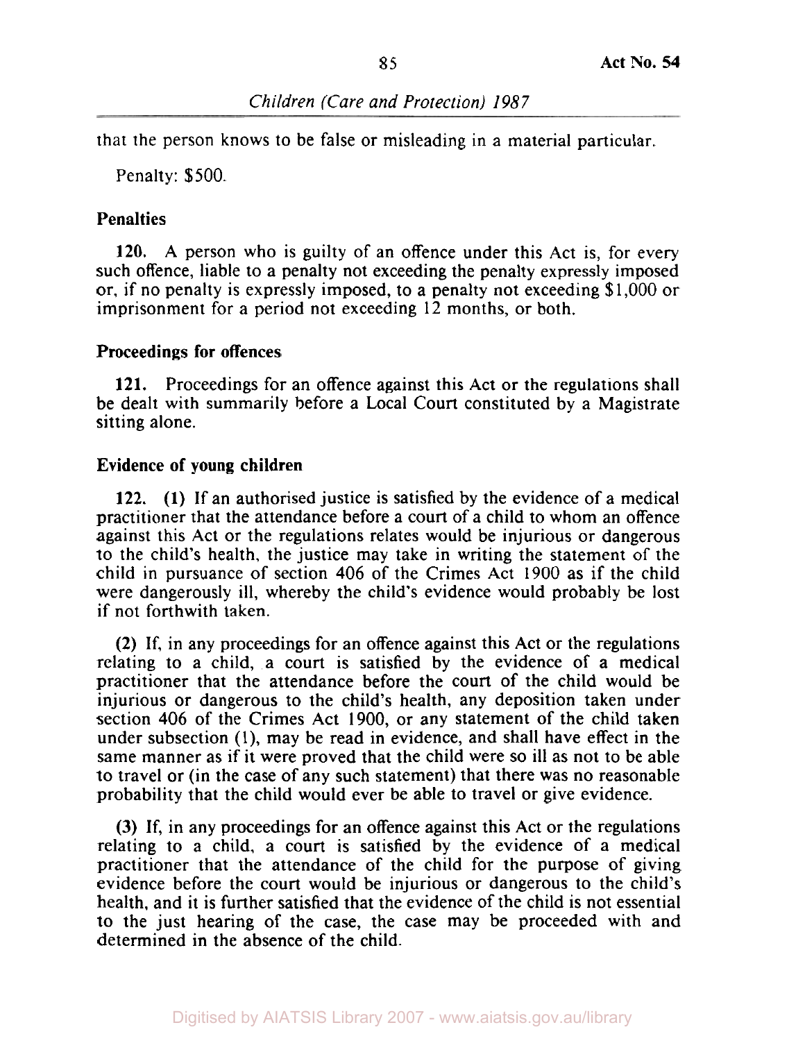that the person knows to be false or misleading in a material particular.

Penalty: $500.

**Penalties**

**120.** A person who is guilty of an offence under this Act is, for every such offence, liable to a penalty not exceeding the penalty expressly imposed or, if no penalty is expressly imposed, to a penalty not exceeding $1,000 or imprisonment for a period not exceeding 12 months, or both.

**Proceedings for offences**

**121.** Proceedings for an offence against this Act or the regulations shall be dealt with summarily before a Local Court constituted by a Magistrate sitting alone.

**Evidence of young children**

**122. (1)** If an authorised justice is satisfied by the evidence of a medical practitioner that the attendance before a court of a child to whom an offence against this Act or the regulations relates would be injurious or dangerous to the child's health, the justice may take in writing the statement of the child in pursuance of section 406 of the Crimes Act 1900 as if the child were dangerously ill, whereby the child's evidence would probably be lost if not forthwith taken.

**(2)** If, in any proceedings for an offence against this Act or the regulations relating to a child, a court is satisfied by the evidence of a medical practitioner that the attendance before the court of the child would be injurious or dangerous to the child's health, any deposition taken under section 406 of the Crimes Act 1900, or any statement of the child taken under subsection (1), may be read in evidence, and shall have effect in the same manner as if it were proved that the child were so ill as not to be able to travel or (in the case of any such statement) that there was no reasonable probability that the child would ever be able to travel or give evidence.

**(3)** If, in any proceedings for an offence against this Act or the regulations relating to a child, a court is satisfied by the evidence of a medical practitioner that the attendance of the child for the purpose of giving evidence before the court would be injurious or dangerous to the child's health, and it is further satisfied that the evidence of the child is not essential to the just hearing of the case, the case may be proceeded with and determined in the absence of the child.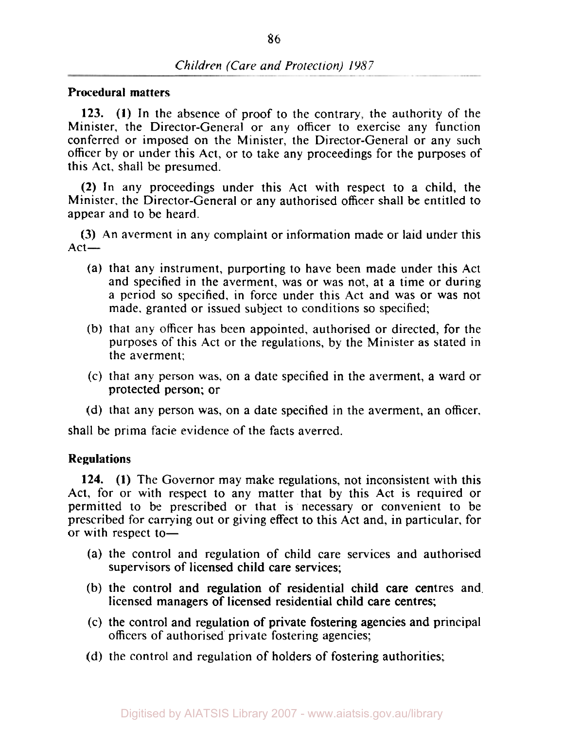**Procedural matters**

**123. (1)** In the absence of proof to the contrary, the authority of the Minister, the Director-General or any officer to exercise any function conferred or imposed on the Minister, the Director-General or any such officer by or under this Act, or to take any proceedings for the purposes of this Act, shall be presumed.

**(2)** In any proceedings under this Act with respect to a child, the Minister, the Director-General or any authorised officer shall be entitled to appear and to be heard.

**(3)** An averment in any complaint or information made or laid under this Act—

- (a) that any instrument, purporting to have been made under this Act and specified in the averment, was or was not, at a time or during a period so specified, in force under this Act and was or was not made, granted or issued subject to conditions so specified;
- (b) that any officer has been appointed, authorised or directed, for the purposes of this Act or the regulations, by the Minister as stated in the averment;
- (c) that any person was, on a date specified in the averment, a ward or protected person; or
- (d) that any person was, on a date specified in the averment, an officer,

shall be prima facie evidence of the facts averred.

**Regulations**

**124. (1)** The Governor may make regulations, not inconsistent with this Act, for or with respect to any matter that by this Act is required or permitted to be prescribed or that is necessary or convenient to be prescribed for carrying out or giving effect to this Act and, in particular, for or with respect to—

- (a) the control and regulation of child care services and authorised supervisors of licensed child care services;
- (b) the control and regulation of residential child care centres and licensed managers of licensed residential child care centres;
- (c) the control and regulation of private fostering agencies and principal officers of authorised private fostering agencies;
- (d) the control and regulation of holders of fostering authorities;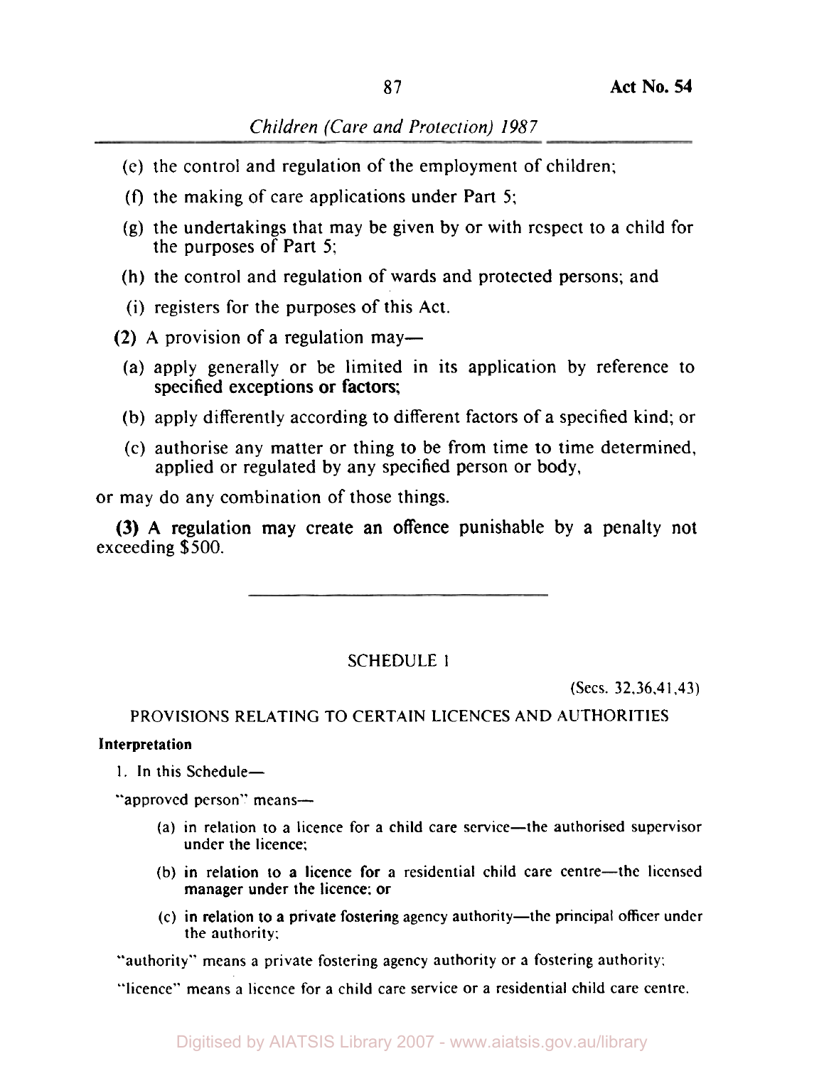(e) the control and regulation of the employment of children;

(f) the making of care applications under Part 5;

(g) the undertakings that may be given by or with respect to a child for the purposes of Part 5;

(h) the control and regulation of wards and protected persons; and

(i) registers for the purposes of this Act.

**(2)** A provision of a regulation may—

(a) apply generally or be limited in its application by reference to specified exceptions or factors;

(b) apply differently according to different factors of a specified kind; or

(c) authorise any matter or thing to be from time to time determined, applied or regulated by any specified person or body,

or may do any combination of those things.

**(3)** A regulation may create an offence punishable by a penalty not exceeding $500.

---

## SCHEDULE 1

(Secs. 32,36,41,43)

### PROVISIONS RELATING TO CERTAIN LICENCES AND AUTHORITIES

**Interpretation**

1. In this Schedule—

"approved person" means—

(a) in relation to a licence for a child care service—the authorised supervisor under the licence;

(b) in relation to a licence for a residential child care centre—the licensed manager under the licence; or

(c) in relation to a private fostering agency authority—the principal officer under the authority;

"authority" means a private fostering agency authority or a fostering authority;

"licence" means a licence for a child care service or a residential child care centre.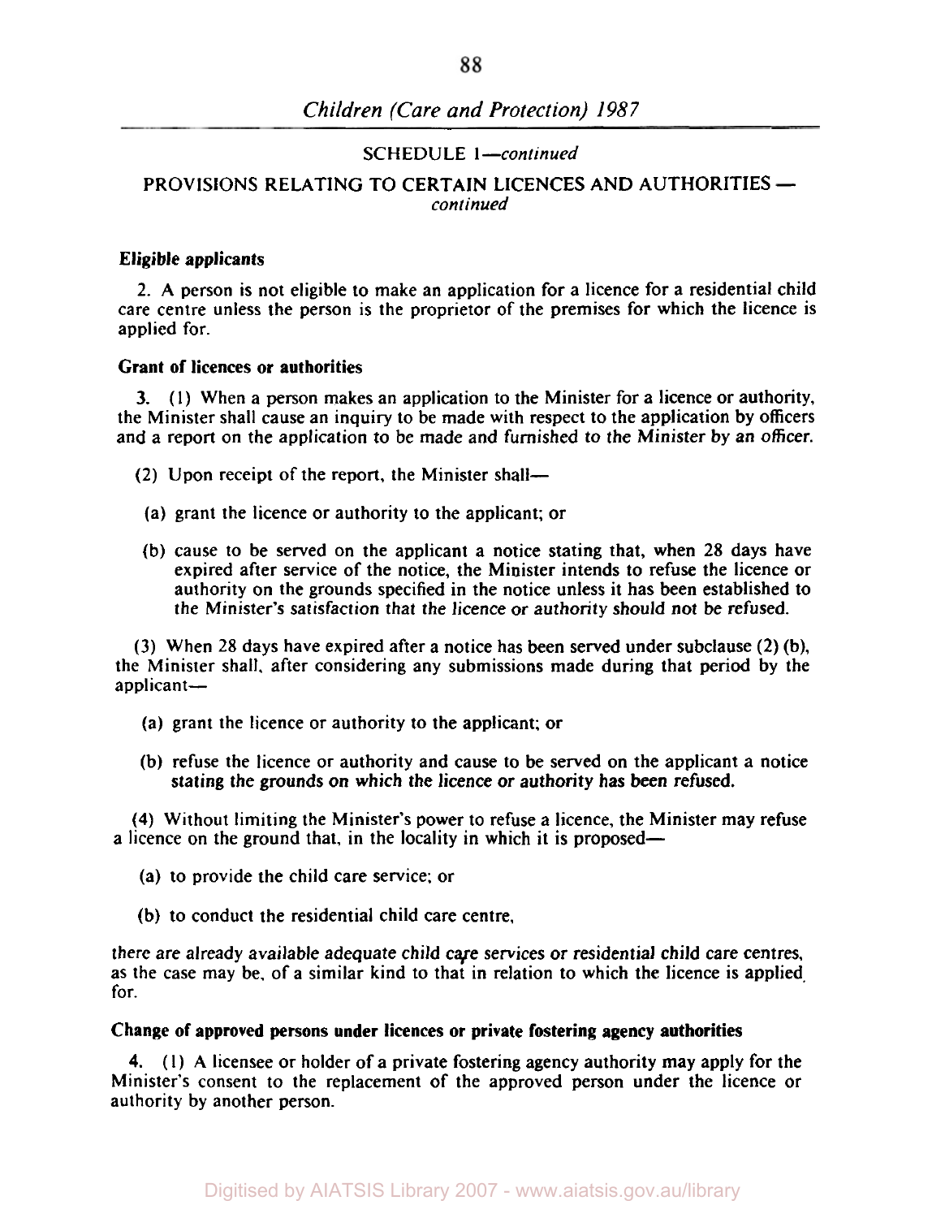SCHEDULE 1—*continued*

PROVISIONS RELATING TO CERTAIN LICENCES AND AUTHORITIES — *continued*

**Eligible applicants**

2. A person is not eligible to make an application for a licence for a residential child care centre unless the person is the proprietor of the premises for which the licence is applied for.

**Grant of licences or authorities**

3. (1) When a person makes an application to the Minister for a licence or authority, the Minister shall cause an inquiry to be made with respect to the application by officers and a report on the application to be made and furnished to the Minister by an officer.

(2) Upon receipt of the report, the Minister shall—

(a) grant the licence or authority to the applicant; or

(b) cause to be served on the applicant a notice stating that, when 28 days have expired after service of the notice, the Minister intends to refuse the licence or authority on the grounds specified in the notice unless it has been established to the Minister's satisfaction that the licence or authority should not be refused.

(3) When 28 days have expired after a notice has been served under subclause (2) (b), the Minister shall, after considering any submissions made during that period by the applicant—

(a) grant the licence or authority to the applicant; or

(b) refuse the licence or authority and cause to be served on the applicant a notice stating the grounds on which the licence or authority has been refused.

(4) Without limiting the Minister's power to refuse a licence, the Minister may refuse a licence on the ground that, in the locality in which it is proposed—

(a) to provide the child care service; or

(b) to conduct the residential child care centre,

there are already available adequate child care services or residential child care centres, as the case may be, of a similar kind to that in relation to which the licence is applied for.

**Change of approved persons under licences or private fostering agency authorities**

4. (1) A licensee or holder of a private fostering agency authority may apply for the Minister's consent to the replacement of the approved person under the licence or authority by another person.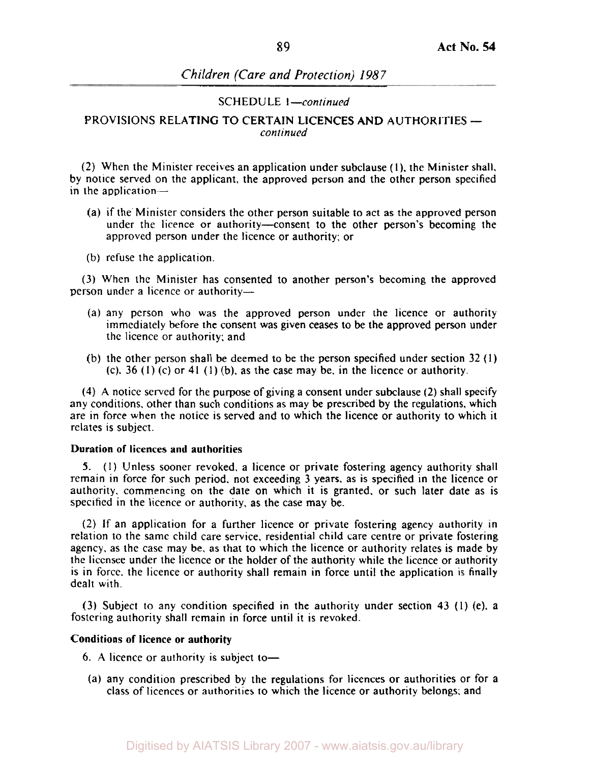SCHEDULE 1—*continued*

PROVISIONS RELATING TO CERTAIN LICENCES AND AUTHORITIES — *continued*

(2) When the Minister receives an application under subclause (1), the Minister shall, by notice served on the applicant, the approved person and the other person specified in the application—

(a) if the Minister considers the other person suitable to act as the approved person under the licence or authority—consent to the other person's becoming the approved person under the licence or authority; or

(b) refuse the application.

(3) When the Minister has consented to another person's becoming the approved person under a licence or authority—

(a) any person who was the approved person under the licence or authority immediately before the consent was given ceases to be the approved person under the licence or authority; and

(b) the other person shall be deemed to be the person specified under section 32 (1) (c), 36 (1) (c) or 41 (1) (b), as the case may be, in the licence or authority.

(4) A notice served for the purpose of giving a consent under subclause (2) shall specify any conditions, other than such conditions as may be prescribed by the regulations, which are in force when the notice is served and to which the licence or authority to which it relates is subject.

**Duration of licences and authorities**

5. (1) Unless sooner revoked, a licence or private fostering agency authority shall remain in force for such period, not exceeding 3 years, as is specified in the licence or authority, commencing on the date on which it is granted, or such later date as is specified in the licence or authority, as the case may be.

(2) If an application for a further licence or private fostering agency authority in relation to the same child care service, residential child care centre or private fostering agency, as the case may be, as that to which the licence or authority relates is made by the licensee under the licence or the holder of the authority while the licence or authority is in force, the licence or authority shall remain in force until the application is finally dealt with.

(3) Subject to any condition specified in the authority under section 43 (1) (e), a fostering authority shall remain in force until it is revoked.

**Conditions of licence or authority**

6. A licence or authority is subject to—

(a) any condition prescribed by the regulations for licences or authorities or for a class of licences or authorities to which the licence or authority belongs; and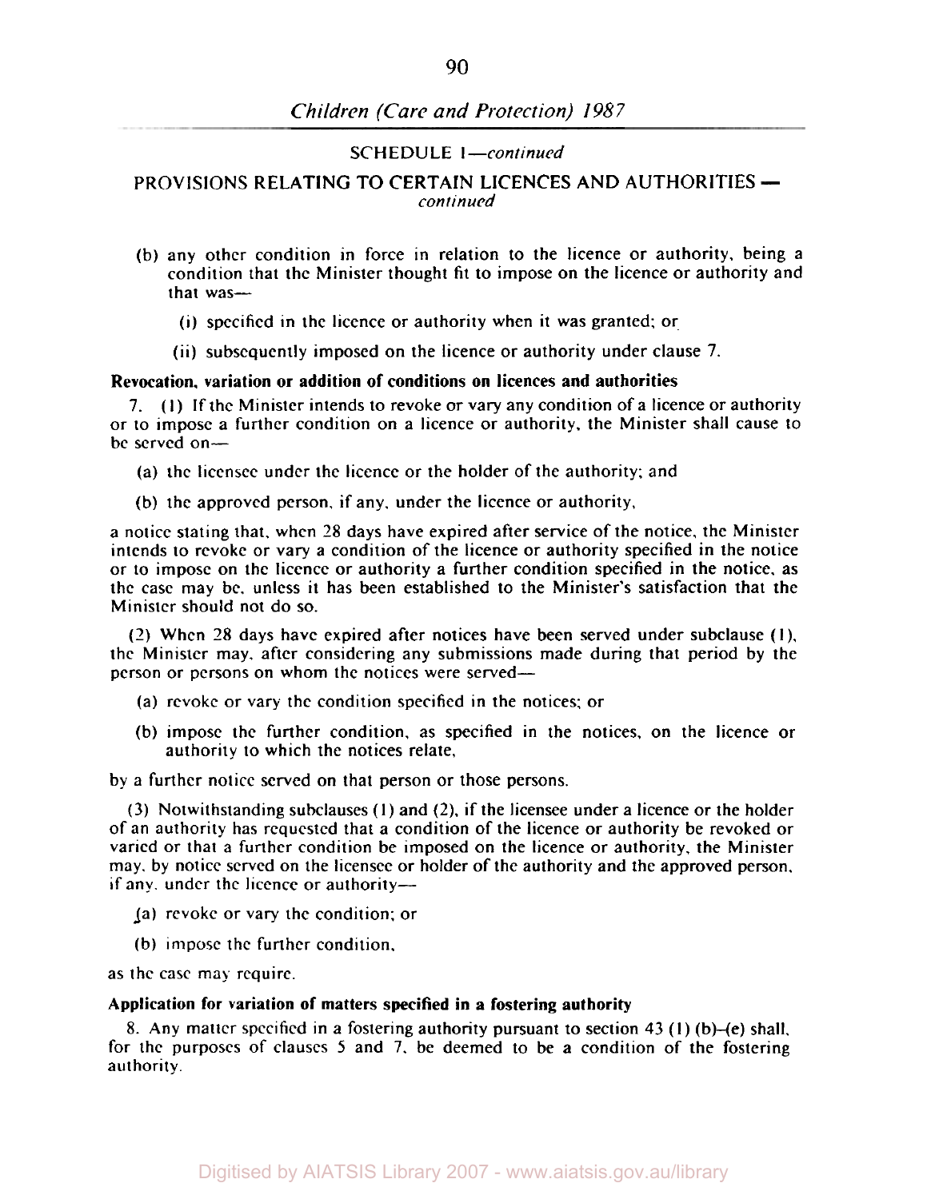SCHEDULE 1—*continued*

PROVISIONS RELATING TO CERTAIN LICENCES AND AUTHORITIES — *continued*

(b) any other condition in force in relation to the licence or authority, being a condition that the Minister thought fit to impose on the licence or authority and that was—

(i) specified in the licence or authority when it was granted; or

(ii) subsequently imposed on the licence or authority under clause 7.

**Revocation, variation or addition of conditions on licences and authorities**

7. (1) If the Minister intends to revoke or vary any condition of a licence or authority or to impose a further condition on a licence or authority, the Minister shall cause to be served on—

(a) the licensee under the licence or the holder of the authority; and

(b) the approved person, if any, under the licence or authority,

a notice stating that, when 28 days have expired after service of the notice, the Minister intends to revoke or vary a condition of the licence or authority specified in the notice or to impose on the licence or authority a further condition specified in the notice, as the case may be, unless it has been established to the Minister's satisfaction that the Minister should not do so.

(2) When 28 days have expired after notices have been served under subclause (1), the Minister may, after considering any submissions made during that period by the person or persons on whom the notices were served—

(a) revoke or vary the condition specified in the notices; or

(b) impose the further condition, as specified in the notices, on the licence or authority to which the notices relate,

by a further notice served on that person or those persons.

(3) Notwithstanding subclauses (1) and (2), if the licensee under a licence or the holder of an authority has requested that a condition of the licence or authority be revoked or varied or that a further condition be imposed on the licence or authority, the Minister may, by notice served on the licensee or holder of the authority and the approved person, if any, under the licence or authority—

(a) revoke or vary the condition; or

(b) impose the further condition,

as the case may require.

**Application for variation of matters specified in a fostering authority**

8. Any matter specified in a fostering authority pursuant to section 43 (1) (b)–(e) shall, for the purposes of clauses 5 and 7, be deemed to be a condition of the fostering authority.